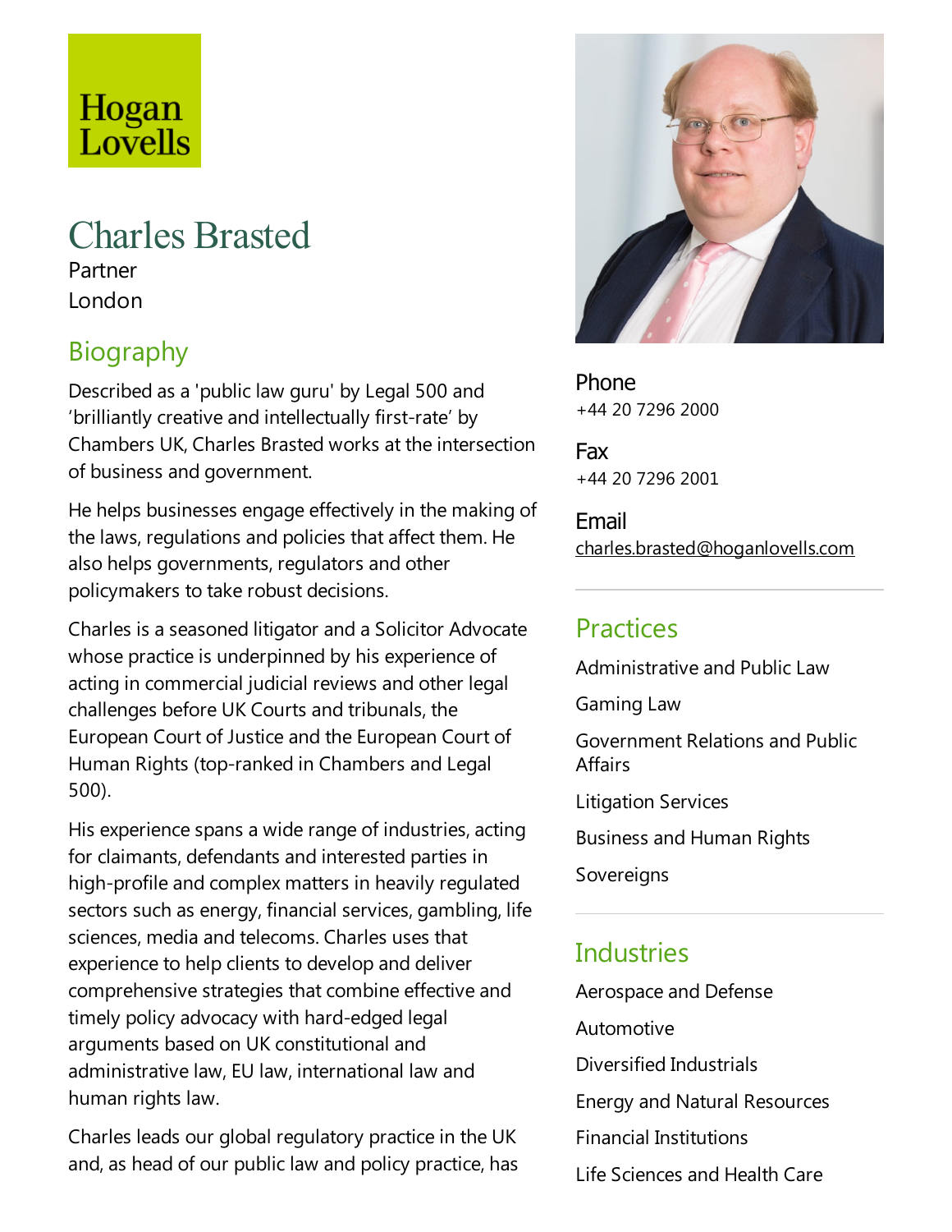Hogan Lovells

# Charles Brasted

Partner
London

## Biography

Described as a 'public law guru' by Legal 500 and 'brilliantly creative and intellectually first-rate' by Chambers UK, Charles Brasted works at the intersection of business and government.

He helps businesses engage effectively in the making of the laws, regulations and policies that affect them. He also helps governments, regulators and other policymakers to take robust decisions.

Charles is a seasoned litigator and a Solicitor Advocate whose practice is underpinned by his experience of acting in commercial judicial reviews and other legal challenges before UK Courts and tribunals, the European Court of Justice and the European Court of Human Rights (top-ranked in Chambers and Legal 500).

His experience spans a wide range of industries, acting for claimants, defendants and interested parties in high-profile and complex matters in heavily regulated sectors such as energy, financial services, gambling, life sciences, media and telecoms. Charles uses that experience to help clients to develop and deliver comprehensive strategies that combine effective and timely policy advocacy with hard-edged legal arguments based on UK constitutional and administrative law, EU law, international law and human rights law.

Charles leads our global regulatory practice in the UK and, as head of our public law and policy practice, has

Phone
+44 20 7296 2000

Fax
+44 20 7296 2001

Email
charles.brasted@hoganlovells.com

## Practices

Administrative and Public Law

Gaming Law

Government Relations and Public Affairs

Litigation Services

Business and Human Rights

Sovereigns

## Industries

Aerospace and Defense

Automotive

Diversified Industrials

Energy and Natural Resources

Financial Institutions

Life Sciences and Health Care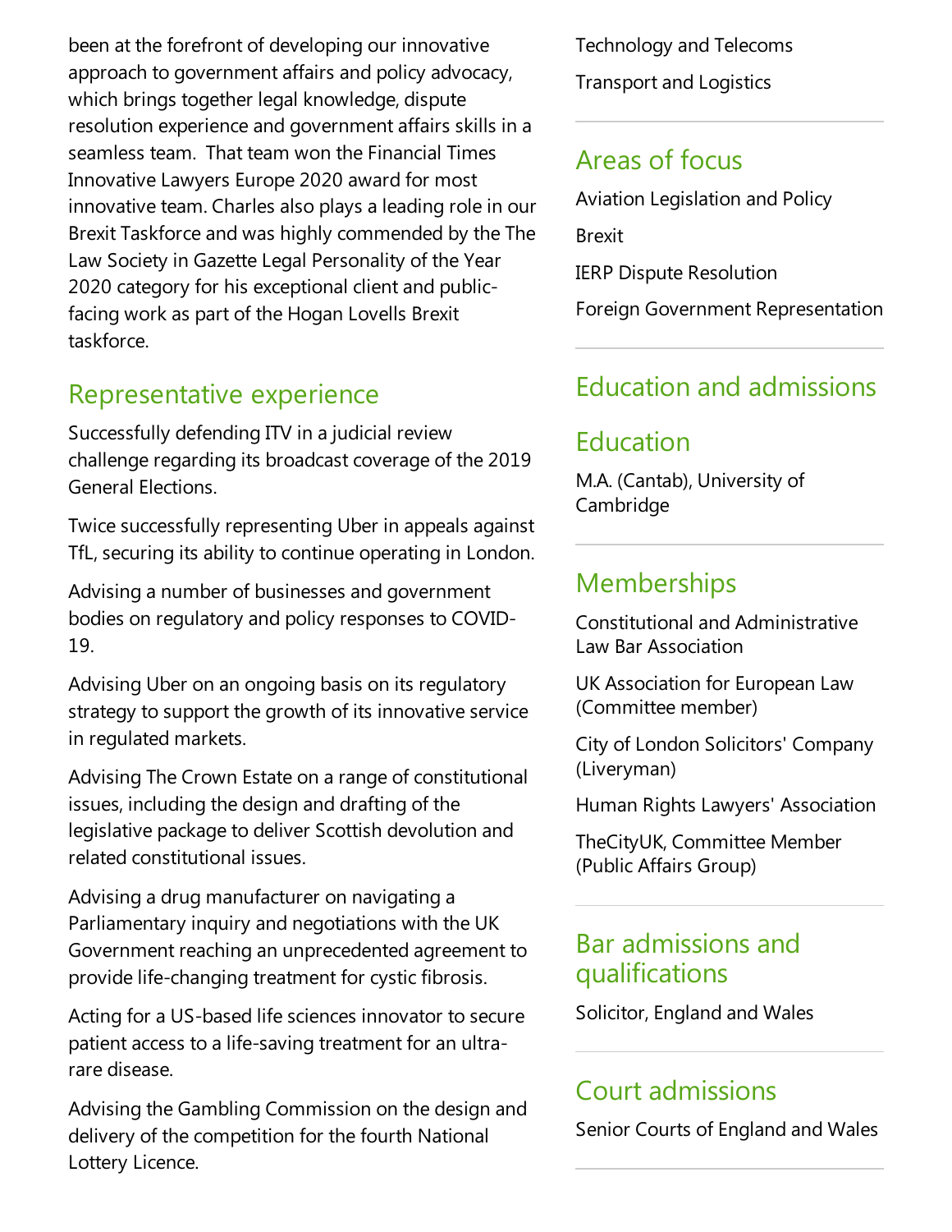been at the forefront of developing our innovative approach to government affairs and policy advocacy, which brings together legal knowledge, dispute resolution experience and government affairs skills in a seamless team. That team won the Financial Times Innovative Lawyers Europe 2020 award for most innovative team. Charles also plays a leading role in our Brexit Taskforce and was highly commended by the The Law Society in Gazette Legal Personality of the Year 2020 category for his exceptional client and public-facing work as part of the Hogan Lovells Brexit taskforce.

## Representative experience

Successfully defending ITV in a judicial review challenge regarding its broadcast coverage of the 2019 General Elections.

Twice successfully representing Uber in appeals against TfL, securing its ability to continue operating in London.

Advising a number of businesses and government bodies on regulatory and policy responses to COVID-19.

Advising Uber on an ongoing basis on its regulatory strategy to support the growth of its innovative service in regulated markets.

Advising The Crown Estate on a range of constitutional issues, including the design and drafting of the legislative package to deliver Scottish devolution and related constitutional issues.

Advising a drug manufacturer on navigating a Parliamentary inquiry and negotiations with the UK Government reaching an unprecedented agreement to provide life-changing treatment for cystic fibrosis.

Acting for a US-based life sciences innovator to secure patient access to a life-saving treatment for an ultra-rare disease.

Advising the Gambling Commission on the design and delivery of the competition for the fourth National Lottery Licence.

Technology and Telecoms

Transport and Logistics

## Areas of focus

Aviation Legislation and Policy

Brexit

IERP Dispute Resolution

Foreign Government Representation

## Education and admissions

## Education

M.A. (Cantab), University of Cambridge

## Memberships

Constitutional and Administrative Law Bar Association

UK Association for European Law (Committee member)

City of London Solicitors' Company (Liveryman)

Human Rights Lawyers' Association

TheCityUK, Committee Member (Public Affairs Group)

## Bar admissions and qualifications

Solicitor, England and Wales

## Court admissions

Senior Courts of England and Wales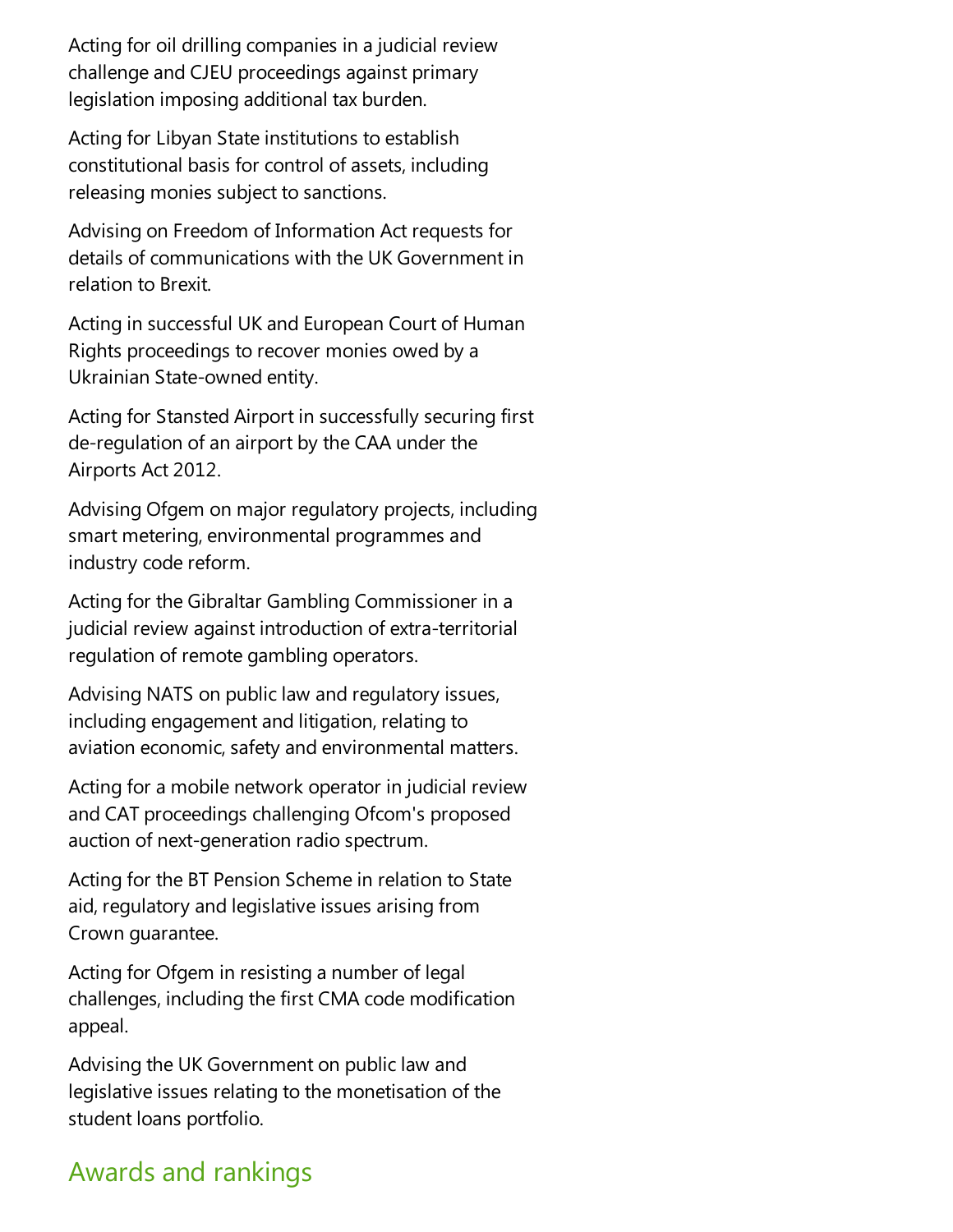Acting for oil drilling companies in a judicial review challenge and CJEU proceedings against primary legislation imposing additional tax burden.

Acting for Libyan State institutions to establish constitutional basis for control of assets, including releasing monies subject to sanctions.

Advising on Freedom of Information Act requests for details of communications with the UK Government in relation to Brexit.

Acting in successful UK and European Court of Human Rights proceedings to recover monies owed by a Ukrainian State-owned entity.

Acting for Stansted Airport in successfully securing first de-regulation of an airport by the CAA under the Airports Act 2012.

Advising Ofgem on major regulatory projects, including smart metering, environmental programmes and industry code reform.

Acting for the Gibraltar Gambling Commissioner in a judicial review against introduction of extra-territorial regulation of remote gambling operators.

Advising NATS on public law and regulatory issues, including engagement and litigation, relating to aviation economic, safety and environmental matters.

Acting for a mobile network operator in judicial review and CAT proceedings challenging Ofcom's proposed auction of next-generation radio spectrum.

Acting for the BT Pension Scheme in relation to State aid, regulatory and legislative issues arising from Crown guarantee.

Acting for Ofgem in resisting a number of legal challenges, including the first CMA code modification appeal.

Advising the UK Government on public law and legislative issues relating to the monetisation of the student loans portfolio.

## Awards and rankings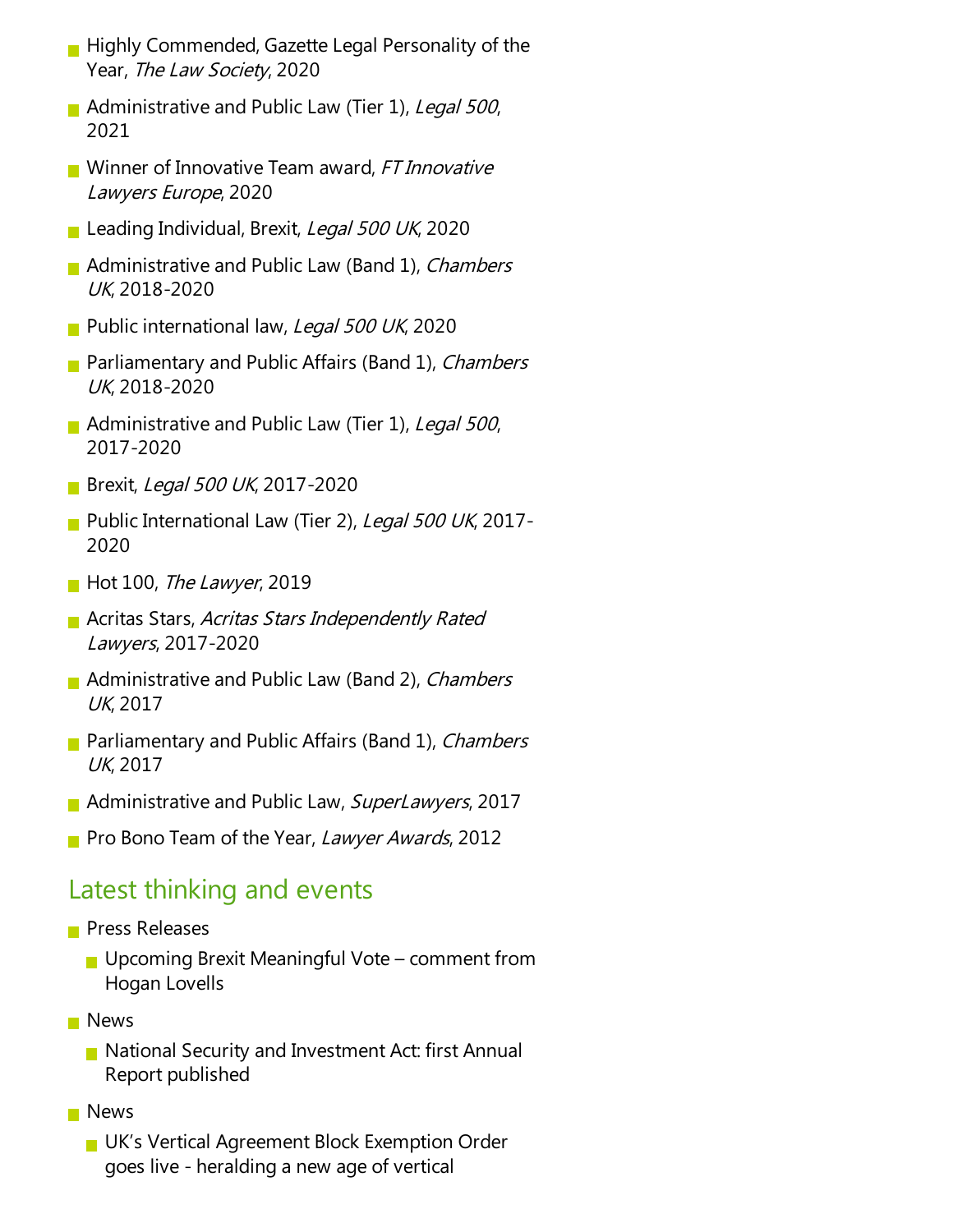- Highly Commended, Gazette Legal Personality of the Year, *The Law Society*, 2020
- Administrative and Public Law (Tier 1), *Legal 500*, 2021
- Winner of Innovative Team award, *FT Innovative Lawyers Europe*, 2020
- Leading Individual, Brexit, *Legal 500 UK*, 2020
- Administrative and Public Law (Band 1), *Chambers UK*, 2018-2020
- Public international law, *Legal 500 UK*, 2020
- Parliamentary and Public Affairs (Band 1), *Chambers UK*, 2018-2020
- Administrative and Public Law (Tier 1), *Legal 500*, 2017-2020
- Brexit, *Legal 500 UK*, 2017-2020
- Public International Law (Tier 2), *Legal 500 UK*, 2017-2020
- Hot 100, *The Lawyer*, 2019
- Acritas Stars, *Acritas Stars Independently Rated Lawyers*, 2017-2020
- Administrative and Public Law (Band 2), *Chambers UK*, 2017
- Parliamentary and Public Affairs (Band 1), *Chambers UK*, 2017
- Administrative and Public Law, *SuperLawyers*, 2017
- Pro Bono Team of the Year, *Lawyer Awards*, 2012

## Latest thinking and events

- Press Releases
  - Upcoming Brexit Meaningful Vote – comment from Hogan Lovells
- News
  - National Security and Investment Act: first Annual Report published
- News
  - UK's Vertical Agreement Block Exemption Order goes live - heralding a new age of vertical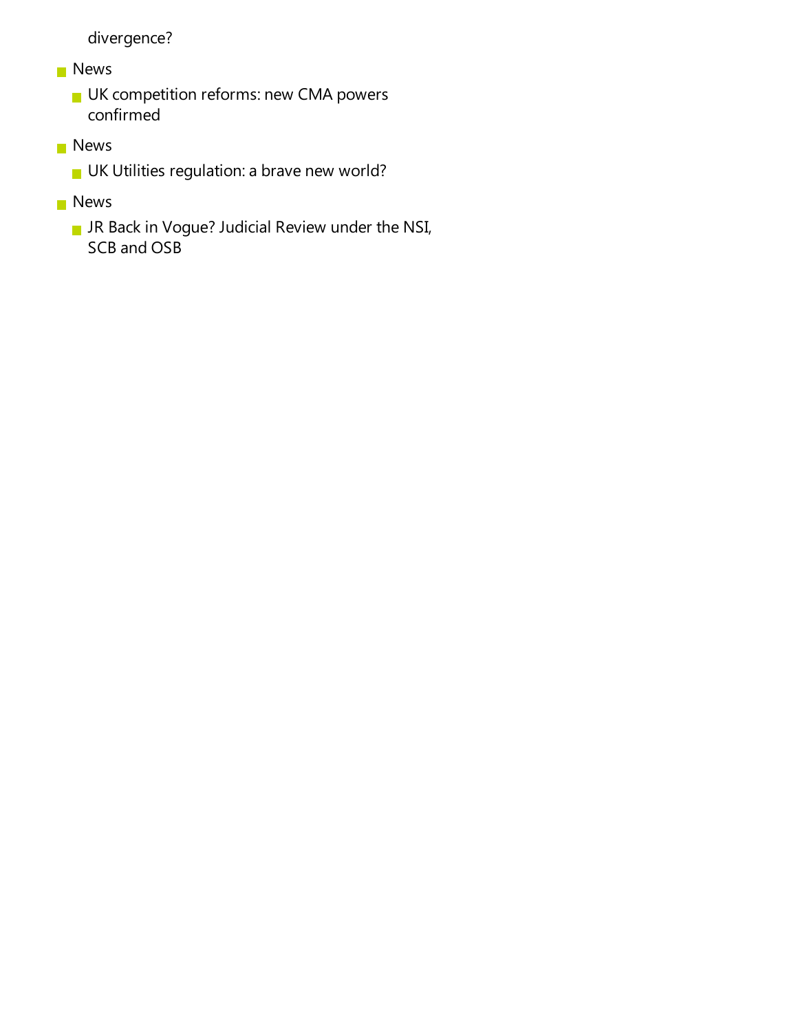divergence?

- News
  - UK competition reforms: new CMA powers confirmed
- News
  - UK Utilities regulation: a brave new world?
- News
  - JR Back in Vogue? Judicial Review under the NSI, SCB and OSB